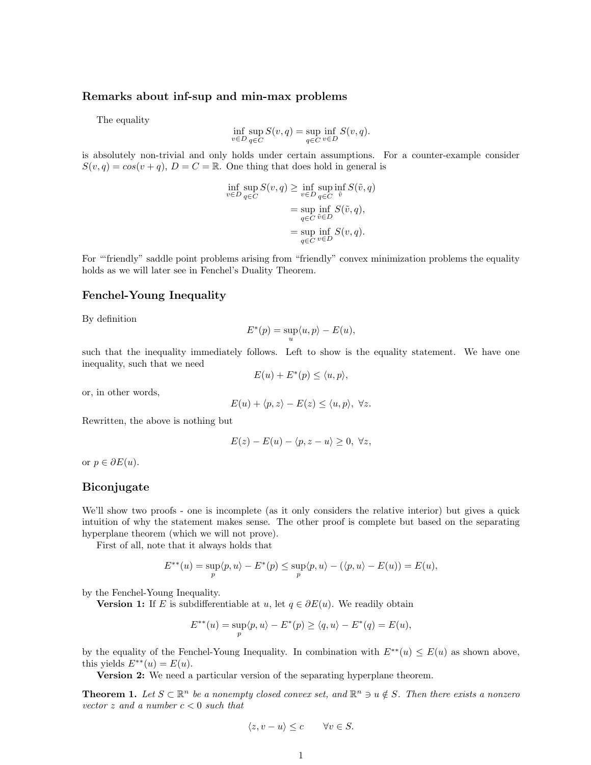## Remarks about inf-sup and min-max problems

The equality

$$\inf_{v \in D} \sup_{q \in C} S(v,q) = \sup_{q \in C} \inf_{v \in D} S(v,q).$$

is absolutely non-trivial and only holds under certain assumptions. For a counter-example consider $S(v,q) = cos(v+q)$, $D = C = \mathbb{R}$. One thing that does hold in general is

$$\begin{aligned}
\inf_{v \in D} \sup_{q \in C} S(v,q) &\geq \inf_{v \in D} \sup_{q \in C} \inf_{\tilde{v}} S(\tilde{v},q) \\
&= \sup_{q \in C} \inf_{\tilde{v} \in D} S(\tilde{v},q), \\
&= \sup_{q \in C} \inf_{v \in D} S(v,q).
\end{aligned}$$

For "'friendly" saddle point problems arising from "friendly" convex minimization problems the equality holds as we will later see in Fenchel's Duality Theorem.

## Fenchel-Young Inequality

By definition

$$E^*(p) = \sup_u \langle u, p \rangle - E(u),$$

such that the inequality immediately follows. Left to show is the equality statement. We have one inequality, such that we need

$$E(u) + E^*(p) \leq \langle u, p \rangle,$$

or, in other words,

$$E(u) + \langle p, z \rangle - E(z) \leq \langle u, p \rangle, \ \forall z.$$

Rewritten, the above is nothing but

$$E(z) - E(u) - \langle p, z - u \rangle \geq 0, \ \forall z,$$

or $p \in \partial E(u)$.

## Biconjugate

We'll show two proofs - one is incomplete (as it only considers the relative interior) but gives a quick intuition of why the statement makes sense. The other proof is complete but based on the separating hyperplane theorem (which we will not prove).

First of all, note that it always holds that

$$E^{**}(u) = \sup_p \langle p, u \rangle - E^*(p) \leq \sup_p \langle p, u \rangle - (\langle p, u \rangle - E(u)) = E(u),$$

by the Fenchel-Young Inequality.

**Version 1:** If $E$ is subdifferentiable at $u$, let $q \in \partial E(u)$. We readily obtain

$$E^{**}(u) = \sup_p \langle p, u \rangle - E^*(p) \geq \langle q, u \rangle - E^*(q) = E(u),$$

by the equality of the Fenchel-Young Inequality. In combination with $E^{**}(u) \leq E(u)$ as shown above, this yields $E^{**}(u) = E(u)$.

**Version 2:** We need a particular version of the separating hyperplane theorem.

**Theorem 1.** *Let $S \subset \mathbb{R}^n$ be a nonempty closed convex set, and $\mathbb{R}^n \ni u \notin S$. Then there exists a nonzero vector $z$ and a number $c < 0$ such that*

$$\langle z, v - u \rangle \leq c \qquad \forall v \in S.$$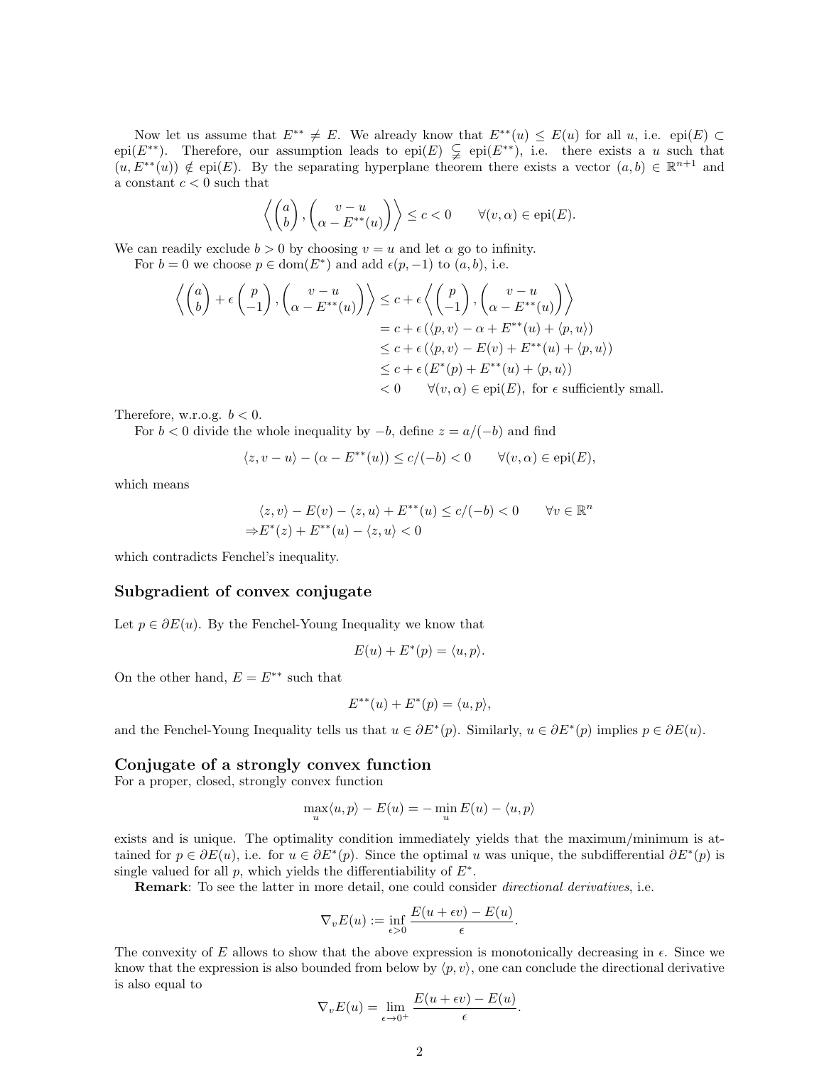Now let us assume that $E^{**} \neq E$. We already know that $E^{**}(u) \leq E(u)$ for all $u$, i.e. $\text{epi}(E) \subset \text{epi}(E^{**})$. Therefore, our assumption leads to $\text{epi}(E) \subsetneq \text{epi}(E^{**})$, i.e. there exists a $u$ such that $(u, E^{**}(u)) \notin \text{epi}(E)$. By the separating hyperplane theorem there exists a vector $(a, b) \in \mathbb{R}^{n+1}$ and a constant $c < 0$ such that

$$\left\langle \begin{pmatrix} a \\ b \end{pmatrix}, \begin{pmatrix} v - u \\ \alpha - E^{**}(u) \end{pmatrix} \right\rangle \leq c < 0 \qquad \forall (v, \alpha) \in \text{epi}(E).$$

We can readily exclude $b > 0$ by choosing $v = u$ and let $\alpha$ go to infinity.

For $b = 0$ we choose $p \in \text{dom}(E^*)$ and add $\epsilon(p, -1)$ to $(a, b)$, i.e.

$$\begin{aligned}
\left\langle \begin{pmatrix} a \\ b \end{pmatrix} + \epsilon \begin{pmatrix} p \\ -1 \end{pmatrix}, \begin{pmatrix} v - u \\ \alpha - E^{**}(u) \end{pmatrix} \right\rangle &\leq c + \epsilon \left\langle \begin{pmatrix} p \\ -1 \end{pmatrix}, \begin{pmatrix} v - u \\ \alpha - E^{**}(u) \end{pmatrix} \right\rangle \\
&= c + \epsilon \left( \langle p, v \rangle - \alpha + E^{**}(u) + \langle p, u \rangle \right) \\
&\leq c + \epsilon \left( \langle p, v \rangle - E(v) + E^{**}(u) + \langle p, u \rangle \right) \\
&\leq c + \epsilon \left( E^*(p) + E^{**}(u) + \langle p, u \rangle \right) \\
&< 0 \qquad \forall (v, \alpha) \in \text{epi}(E), \text{ for } \epsilon \text{ sufficiently small.}
\end{aligned}$$

Therefore, w.r.o.g. $b < 0$.

For $b < 0$ divide the whole inequality by $-b$, define $z = a/(-b)$ and find

$$\langle z, v - u \rangle - (\alpha - E^{**}(u)) \leq c/(-b) < 0 \qquad \forall (v, \alpha) \in \text{epi}(E),$$

which means

$$\begin{aligned}
&\langle z, v \rangle - E(v) - \langle z, u \rangle + E^{**}(u) \leq c/(-b) < 0 \qquad \forall v \in \mathbb{R}^n \\
\Rightarrow &E^*(z) + E^{**}(u) - \langle z, u \rangle < 0
\end{aligned}$$

which contradicts Fenchel's inequality.

## Subgradient of convex conjugate

Let $p \in \partial E(u)$. By the Fenchel-Young Inequality we know that

$$E(u) + E^*(p) = \langle u, p \rangle.$$

On the other hand, $E = E^{**}$ such that

$$E^{**}(u) + E^*(p) = \langle u, p \rangle,$$

and the Fenchel-Young Inequality tells us that $u \in \partial E^*(p)$. Similarly, $u \in \partial E^*(p)$ implies $p \in \partial E(u)$.

## Conjugate of a strongly convex function

For a proper, closed, strongly convex function

$$\max_u \langle u, p \rangle - E(u) = -\min_u E(u) - \langle u, p \rangle$$

exists and is unique. The optimality condition immediately yields that the maximum/minimum is attained for $p \in \partial E(u)$, i.e. for $u \in \partial E^*(p)$. Since the optimal $u$ was unique, the subdifferential $\partial E^*(p)$ is single valued for all $p$, which yields the differentiability of $E^*$.

**Remark**: To see the latter in more detail, one could consider *directional derivatives*, i.e.

$$\nabla_v E(u) := \inf_{\epsilon > 0} \frac{E(u + \epsilon v) - E(u)}{\epsilon}.$$

The convexity of $E$ allows to show that the above expression is monotonically decreasing in $\epsilon$. Since we know that the expression is also bounded from below by $\langle p, v \rangle$, one can conclude the directional derivative is also equal to

$$\nabla_v E(u) = \lim_{\epsilon \to 0^+} \frac{E(u + \epsilon v) - E(u)}{\epsilon}.$$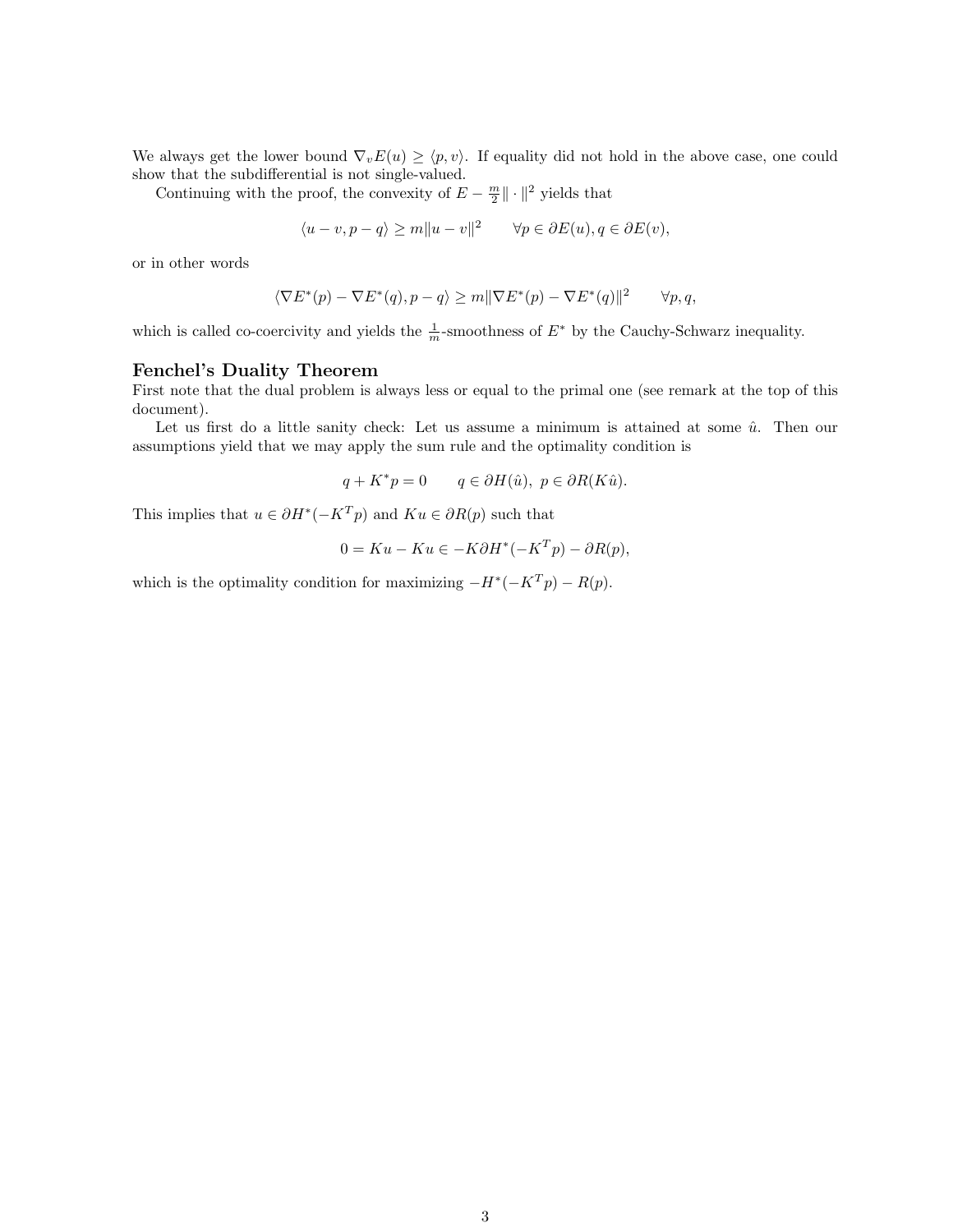We always get the lower bound $\nabla_v E(u) \geq \langle p, v \rangle$. If equality did not hold in the above case, one could show that the subdifferential is not single-valued.

Continuing with the proof, the convexity of $E - \frac{m}{2}\|\cdot\|^2$ yields that

$$\langle u - v, p - q \rangle \geq m\|u - v\|^2 \qquad \forall p \in \partial E(u), q \in \partial E(v),$$

or in other words

$$\langle \nabla E^*(p) - \nabla E^*(q), p - q \rangle \geq m\|\nabla E^*(p) - \nabla E^*(q)\|^2 \qquad \forall p, q,$$

which is called co-coercivity and yields the $\frac{1}{m}$-smoothness of $E^*$ by the Cauchy-Schwarz inequality.

## Fenchel's Duality Theorem

First note that the dual problem is always less or equal to the primal one (see remark at the top of this document).

Let us first do a little sanity check: Let us assume a minimum is attained at some $\hat{u}$. Then our assumptions yield that we may apply the sum rule and the optimality condition is

$$q + K^* p = 0 \qquad q \in \partial H(\hat{u}),\ p \in \partial R(K\hat{u}).$$

This implies that $u \in \partial H^*(-K^T p)$ and $Ku \in \partial R(p)$ such that

$$0 = Ku - Ku \in -K\partial H^*(-K^T p) - \partial R(p),$$

which is the optimality condition for maximizing $-H^*(-K^T p) - R(p)$.